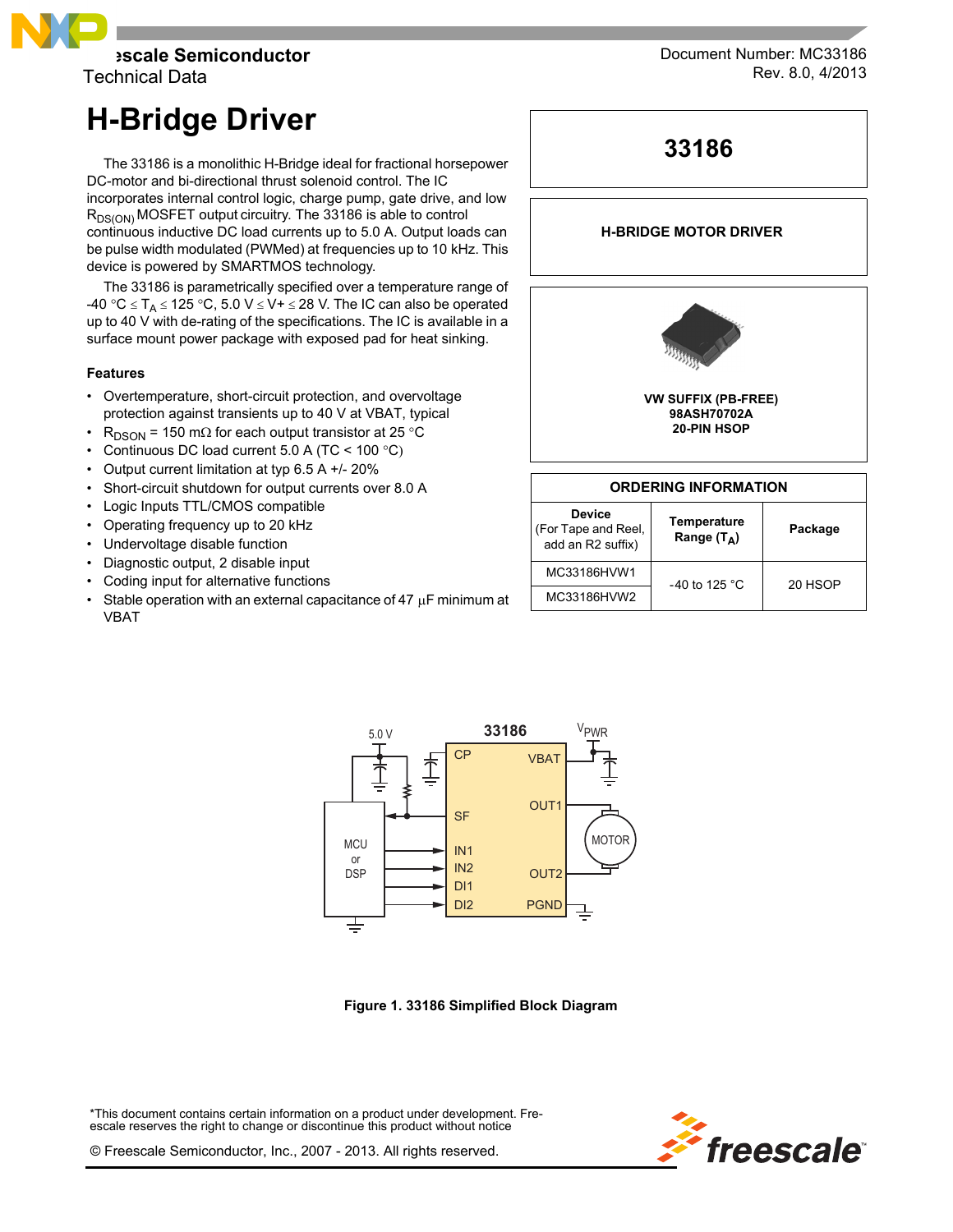Freescale Semiconductor
Technical Data

Document Number: MC33186
Rev. 8.0, 4/2013

# H-Bridge Driver

The 33186 is a monolithic H-Bridge ideal for fractional horsepower DC-motor and bi-directional thrust solenoid control. The IC incorporates internal control logic, charge pump, gate drive, and low $R_{DS(ON)}$ MOSFET output circuitry. The 33186 is able to control continuous inductive DC load currents up to 5.0 A. Output loads can be pulse width modulated (PWMed) at frequencies up to 10 kHz. This device is powered by SMARTMOS technology.

The 33186 is parametrically specified over a temperature range of -40 °C ≤ $T_A$ ≤ 125 °C, 5.0 V ≤ V+ ≤ 28 V. The IC can also be operated up to 40 V with de-rating of the specifications. The IC is available in a surface mount power package with exposed pad for heat sinking.

### Features

- Overtemperature, short-circuit protection, and overvoltage protection against transients up to 40 V at VBAT, typical
- $R_{DSON}$ = 150 mΩ for each output transistor at 25 °C
- Continuous DC load current 5.0 A (TC < 100 °C)
- Output current limitation at typ 6.5 A +/- 20%
- Short-circuit shutdown for output currents over 8.0 A
- Logic Inputs TTL/CMOS compatible
- Operating frequency up to 20 kHz
- Undervoltage disable function
- Diagnostic output, 2 disable input
- Coding input for alternative functions
- Stable operation with an external capacitance of 47 µF minimum at VBAT

**33186**

**H-BRIDGE MOTOR DRIVER**

**VW SUFFIX (PB-FREE)**
**98ASH70702A**
**20-PIN HSOP**

**ORDERING INFORMATION**

| Device (For Tape and Reel, add an R2 suffix) | Temperature Range ($T_A$) | Package |
|---|---|---|
| MC33186HVW1 | -40 to 125 °C | 20 HSOP |
| MC33186HVW2 | | |

**Figure 1. 33186 Simplified Block Diagram**

*This document contains certain information on a product under development. Freescale reserves the right to change or discontinue this product without notice

© Freescale Semiconductor, Inc., 2007 - 2013. All rights reserved.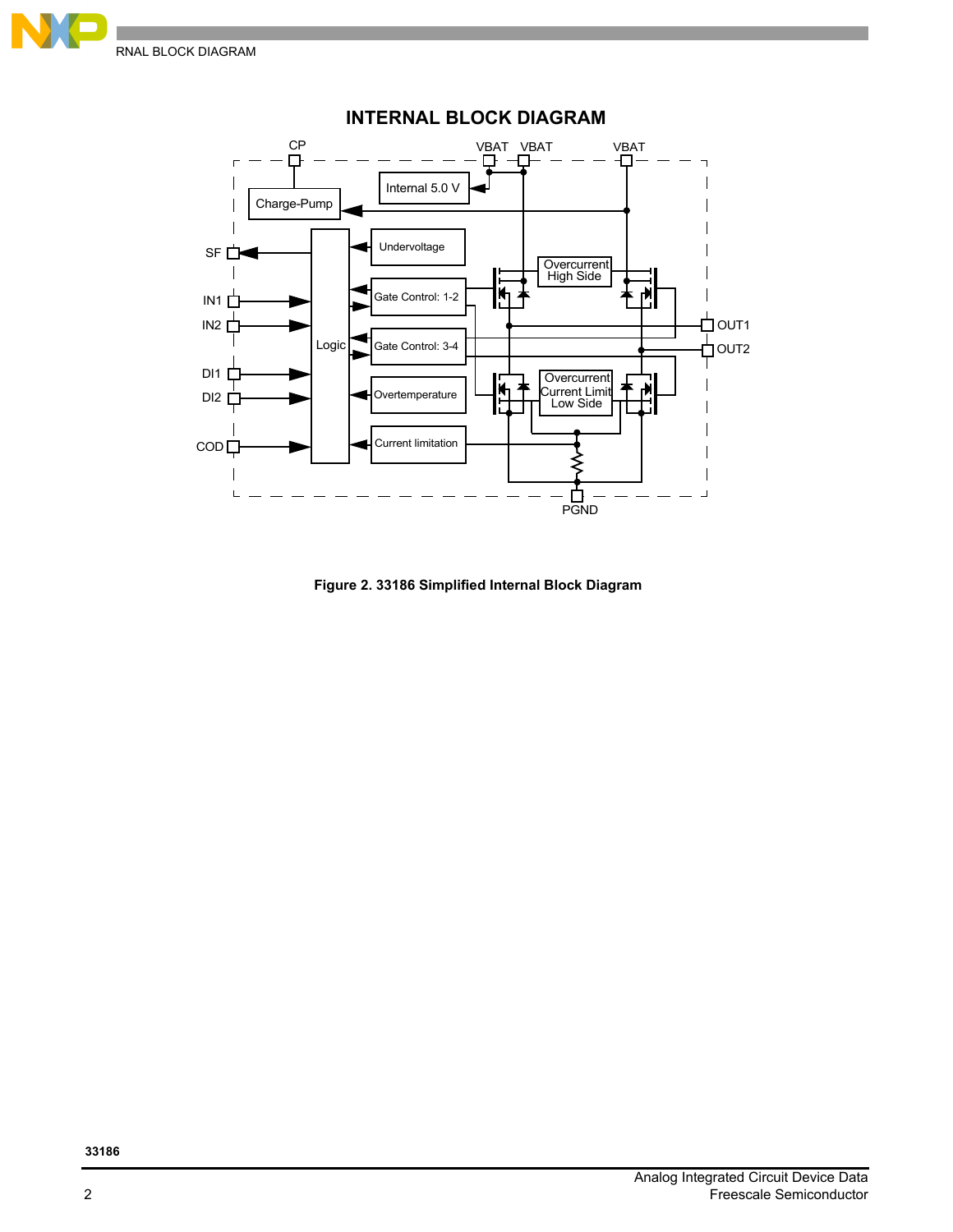## INTERNAL BLOCK DIAGRAM

**Figure 2. 33186 Simplified Internal Block Diagram**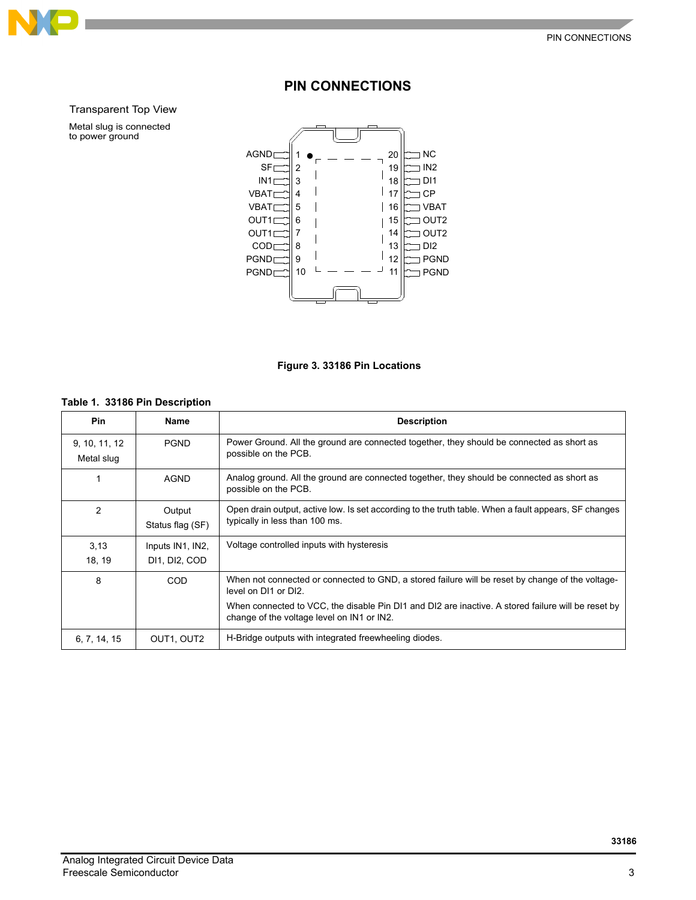# PIN CONNECTIONS

Transparent Top View

Metal slug is connected to power ground

| Pin | Name | | Pin | Name |
|---|---|---|---|---|
| 1 | AGND | | 20 | NC |
| 2 | SF | | 19 | IN2 |
| 3 | IN1 | | 18 | DI1 |
| 4 | VBAT | | 17 | CP |
| 5 | VBAT | | 16 | VBAT |
| 6 | OUT1 | | 15 | OUT2 |
| 7 | OUT1 | | 14 | OUT2 |
| 8 | COD | | 13 | DI2 |
| 9 | PGND | | 12 | PGND |
| 10 | PGND | | 11 | PGND |

**Figure 3. 33186 Pin Locations**

**Table 1. 33186 Pin Description**

| Pin | Name | Description |
|---|---|---|
| 9, 10, 11, 12<br>Metal slug | PGND | Power Ground. All the ground are connected together, they should be connected as short as possible on the PCB. |
| 1 | AGND | Analog ground. All the ground are connected together, they should be connected as short as possible on the PCB. |
| 2 | Output<br>Status flag (SF) | Open drain output, active low. Is set according to the truth table. When a fault appears, SF changes typically in less than 100 ms. |
| 3,13<br>18, 19 | Inputs IN1, IN2,<br>DI1, DI2, COD | Voltage controlled inputs with hysteresis |
| 8 | COD | When not connected or connected to GND, a stored failure will be reset by change of the voltage-level on DI1 or DI2.<br>When connected to VCC, the disable Pin DI1 and DI2 are inactive. A stored failure will be reset by change of the voltage level on IN1 or IN2. |
| 6, 7, 14, 15 | OUT1, OUT2 | H-Bridge outputs with integrated freewheeling diodes. |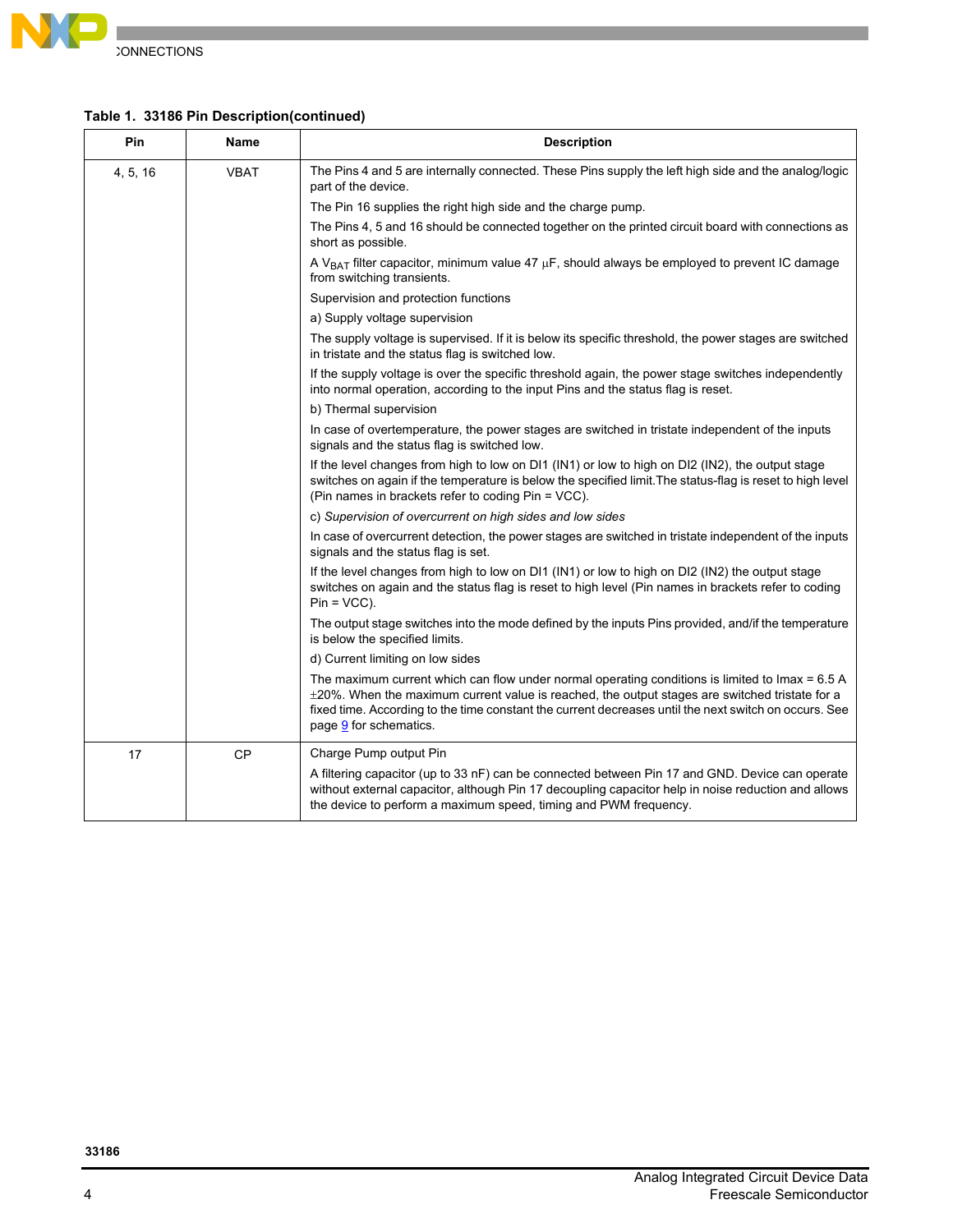**Table 1. 33186 Pin Description(continued)**

| Pin | Name | Description |
|---|---|---|
| 4, 5, 16 | VBAT | The Pins 4 and 5 are internally connected. These Pins supply the left high side and the analog/logic part of the device.<br><br>The Pin 16 supplies the right high side and the charge pump.<br><br>The Pins 4, 5 and 16 should be connected together on the printed circuit board with connections as short as possible.<br><br>A $V_{BAT}$ filter capacitor, minimum value 47 μF, should always be employed to prevent IC damage from switching transients.<br><br>Supervision and protection functions<br><br>a) Supply voltage supervision<br><br>The supply voltage is supervised. If it is below its specific threshold, the power stages are switched in tristate and the status flag is switched low.<br><br>If the supply voltage is over the specific threshold again, the power stage switches independently into normal operation, according to the input Pins and the status flag is reset.<br><br>b) Thermal supervision<br><br>In case of overtemperature, the power stages are switched in tristate independent of the inputs signals and the status flag is switched low.<br><br>If the level changes from high to low on DI1 (IN1) or low to high on DI2 (IN2), the output stage switches on again if the temperature is below the specified limit.The status-flag is reset to high level (Pin names in brackets refer to coding Pin = VCC).<br><br>c) *Supervision of overcurrent on high sides and low sides*<br><br>In case of overcurrent detection, the power stages are switched in tristate independent of the inputs signals and the status flag is set.<br><br>If the level changes from high to low on DI1 (IN1) or low to high on DI2 (IN2) the output stage switches on again and the status flag is reset to high level (Pin names in brackets refer to coding Pin = VCC).<br><br>The output stage switches into the mode defined by the inputs Pins provided, and/if the temperature is below the specified limits.<br><br>d) Current limiting on low sides<br><br>The maximum current which can flow under normal operating conditions is limited to Imax = 6.5 A ±20%. When the maximum current value is reached, the output stages are switched tristate for a fixed time. According to the time constant the current decreases until the next switch on occurs. See page 9 for schematics. |
| 17 | CP | Charge Pump output Pin<br><br>A filtering capacitor (up to 33 nF) can be connected between Pin 17 and GND. Device can operate without external capacitor, although Pin 17 decoupling capacitor help in noise reduction and allows the device to perform a maximum speed, timing and PWM frequency. |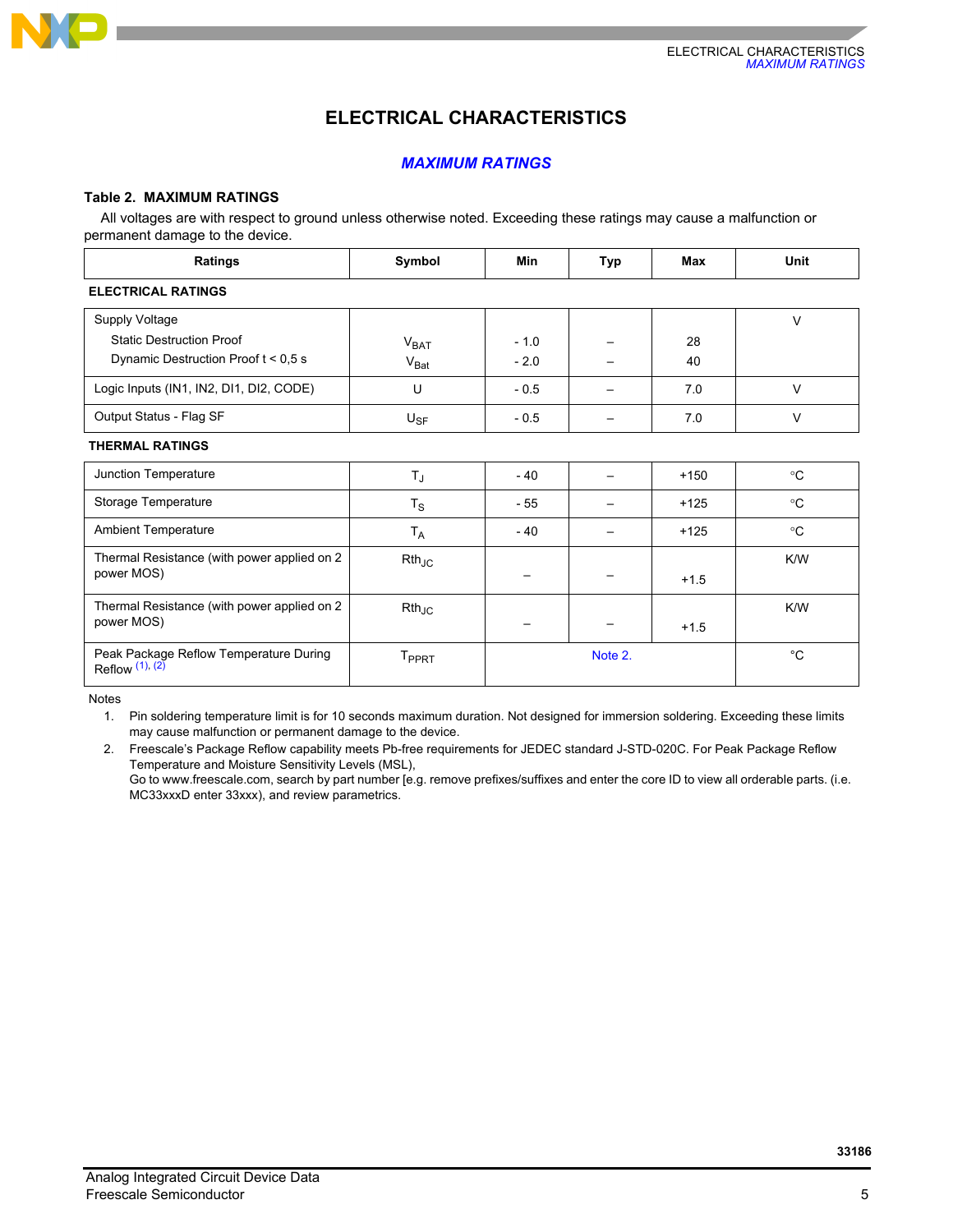# ELECTRICAL CHARACTERISTICS

## MAXIMUM RATINGS

**Table 2. MAXIMUM RATINGS**

All voltages are with respect to ground unless otherwise noted. Exceeding these ratings may cause a malfunction or permanent damage to the device.

| Ratings | Symbol | Min | Typ | Max | Unit |
|---|---|---|---|---|---|
| **ELECTRICAL RATINGS** | | | | | |
| Supply Voltage<br>Static Destruction Proof<br>Dynamic Destruction Proof t < 0,5 s | <br>$V_{BAT}$<br>$V_{Bat}$ | <br>- 1.0<br>- 2.0 | <br>–<br>– | <br>28<br>40 | V |
| Logic Inputs (IN1, IN2, DI1, DI2, CODE) | U | - 0.5 | – | 7.0 | V |
| Output Status - Flag SF | $U_{SF}$ | - 0.5 | – | 7.0 | V |
| **THERMAL RATINGS** | | | | | |
| Junction Temperature | $T_J$ | - 40 | – | +150 | °C |
| Storage Temperature | $T_S$ | - 55 | – | +125 | °C |
| Ambient Temperature | $T_A$ | - 40 | – | +125 | °C |
| Thermal Resistance (with power applied on 2 power MOS) | $Rth_{JC}$ | – | – | +1.5 | K/W |
| Thermal Resistance (with power applied on 2 power MOS) | $Rth_{JC}$ | – | – | +1.5 | K/W |
| Peak Package Reflow Temperature During Reflow [(1), (2)] | $T_{PPRT}$ | Note 2. | | | °C |

Notes

1. Pin soldering temperature limit is for 10 seconds maximum duration. Not designed for immersion soldering. Exceeding these limits may cause malfunction or permanent damage to the device.
2. Freescale's Package Reflow capability meets Pb-free requirements for JEDEC standard J-STD-020C. For Peak Package Reflow Temperature and Moisture Sensitivity Levels (MSL),
   Go to www.freescale.com, search by part number [e.g. remove prefixes/suffixes and enter the core ID to view all orderable parts. (i.e. MC33xxxD enter 33xxx), and review parametrics.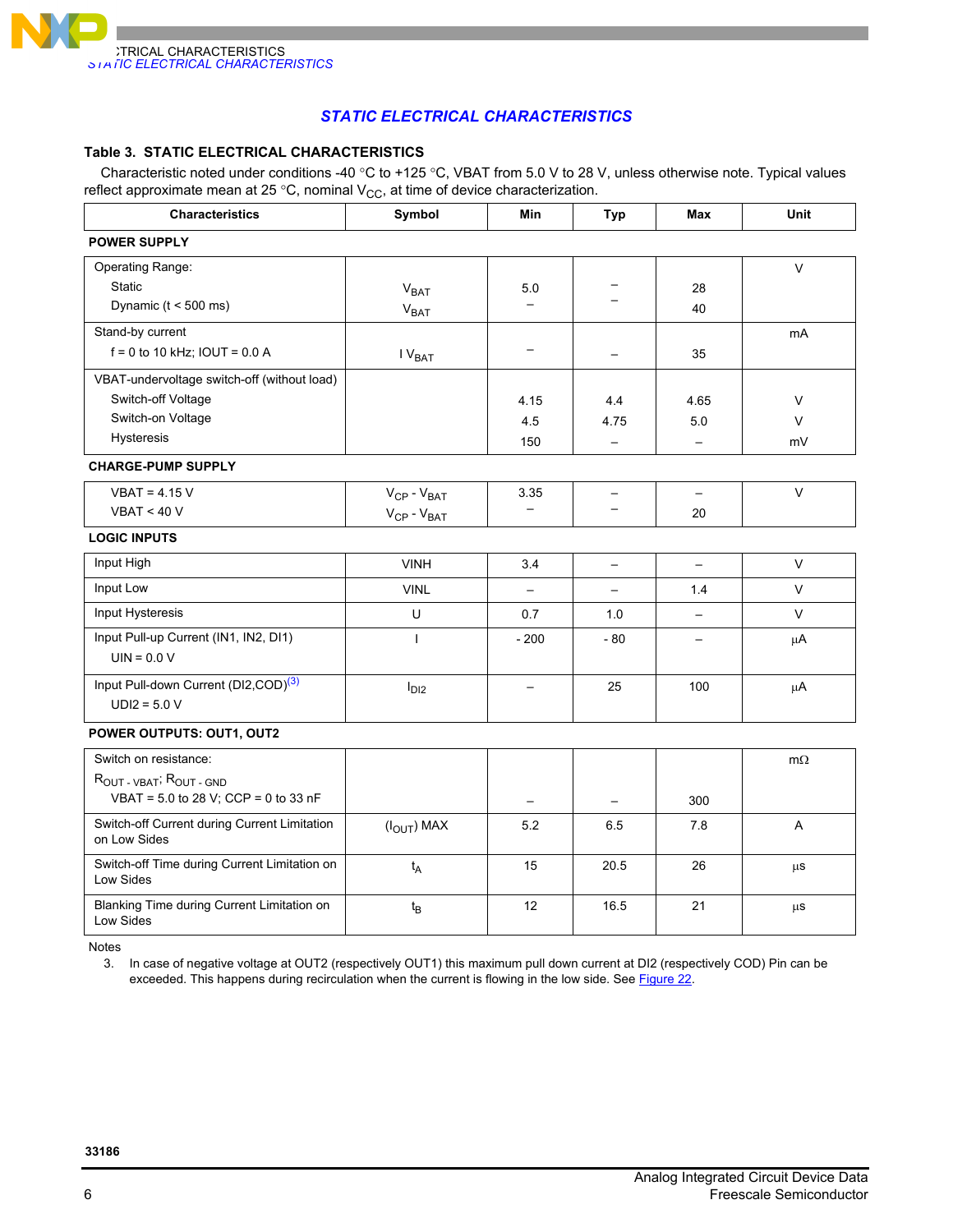## STATIC ELECTRICAL CHARACTERISTICS

**Table 3. STATIC ELECTRICAL CHARACTERISTICS**

Characteristic noted under conditions -40 °C to +125 °C, VBAT from 5.0 V to 28 V, unless otherwise note. Typical values reflect approximate mean at 25 °C, nominal $V_{CC}$, at time of device characterization.

| Characteristics | Symbol | Min | Typ | Max | Unit |
|---|---|---|---|---|---|
| **POWER SUPPLY** | | | | | |
| Operating Range: | | | | | V |
| Static | $V_{BAT}$ | 5.0 | – | 28 | |
| Dynamic (t < 500 ms) | $V_{BAT}$ | – | – | 40 | |
| Stand-by current<br>f = 0 to 10 kHz; IOUT = 0.0 A | I $V_{BAT}$ | – | – | 35 | mA |
| VBAT-undervoltage switch-off (without load) | | | | | |
| Switch-off Voltage | | 4.15 | 4.4 | 4.65 | V |
| Switch-on Voltage | | 4.5 | 4.75 | 5.0 | V |
| Hysteresis | | 150 | – | – | mV |
| **CHARGE-PUMP SUPPLY** | | | | | |
| VBAT = 4.15 V | $V_{CP}$ - $V_{BAT}$ | 3.35 | – | – | V |
| VBAT < 40 V | $V_{CP}$ - $V_{BAT}$ | – | – | 20 | |
| **LOGIC INPUTS** | | | | | |
| Input High | VINH | 3.4 | – | – | V |
| Input Low | VINL | – | – | 1.4 | V |
| Input Hysteresis | U | 0.7 | 1.0 | – | V |
| Input Pull-up Current (IN1, IN2, DI1)<br>UIN = 0.0 V | I | - 200 | - 80 | – | µA |
| Input Pull-down Current (DI2,COD)[3]<br>UDI2 = 5.0 V | $I_{DI2}$ | – | 25 | 100 | µA |
| **POWER OUTPUTS: OUT1, OUT2** | | | | | |
| Switch on resistance:<br>$R_{OUT - VBAT}$; $R_{OUT - GND}$<br>VBAT = 5.0 to 28 V; CCP = 0 to 33 nF | | – | – | 300 | mΩ |
| Switch-off Current during Current Limitation on Low Sides | ($I_{OUT}$) MAX | 5.2 | 6.5 | 7.8 | A |
| Switch-off Time during Current Limitation on Low Sides | $t_A$ | 15 | 20.5 | 26 | µs |
| Blanking Time during Current Limitation on Low Sides | $t_B$ | 12 | 16.5 | 21 | µs |

Notes

3. In case of negative voltage at OUT2 (respectively OUT1) this maximum pull down current at DI2 (respectively COD) Pin can be exceeded. This happens during recirculation when the current is flowing in the low side. See Figure 22.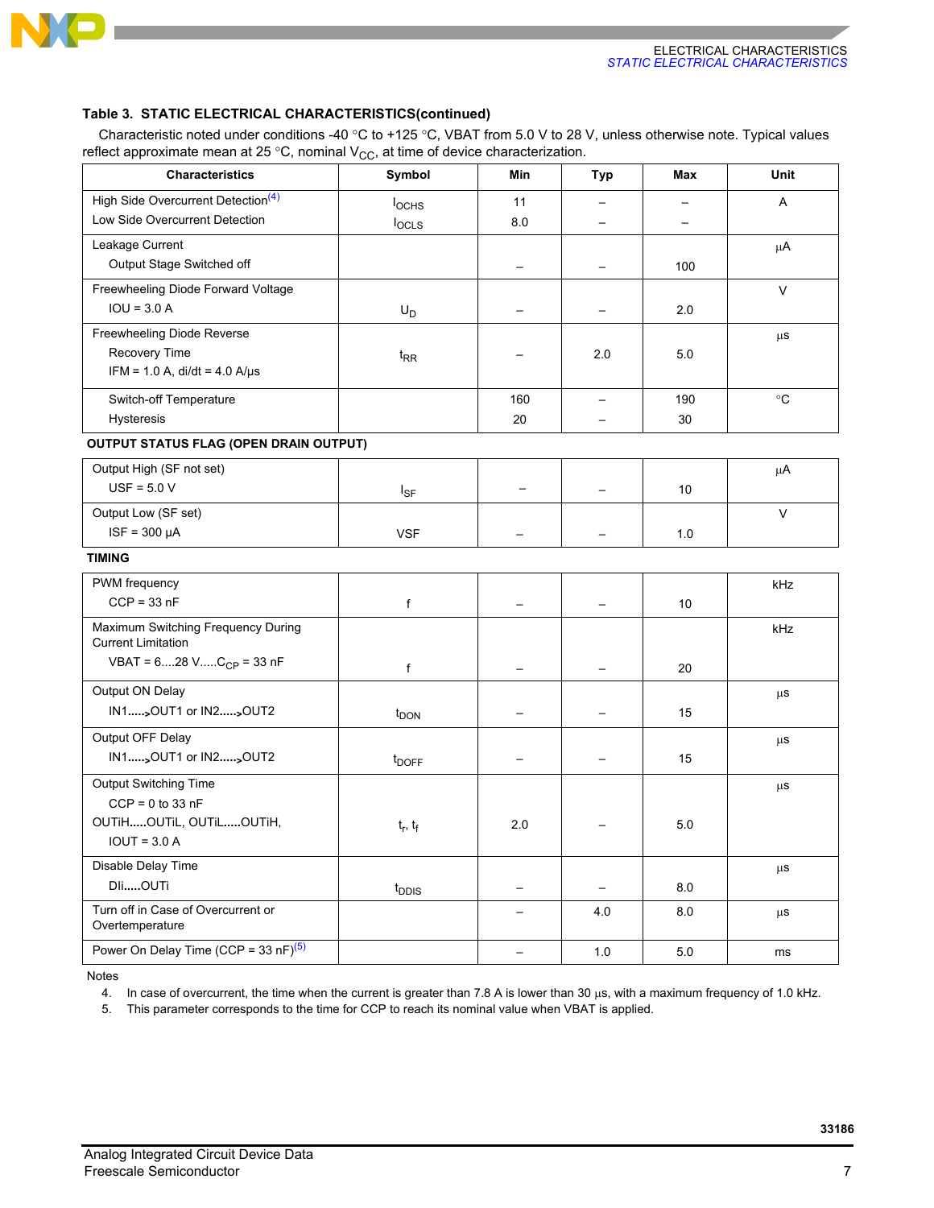**Table 3. STATIC ELECTRICAL CHARACTERISTICS(continued)**

Characteristic noted under conditions -40 °C to +125 °C, VBAT from 5.0 V to 28 V, unless otherwise note. Typical values reflect approximate mean at 25 °C, nominal $V_{CC}$, at time of device characterization.

| Characteristics | Symbol | Min | Typ | Max | Unit |
|---|---|---|---|---|---|
| High Side Overcurrent Detection[(4)]<br>Low Side Overcurrent Detection | $I_{OCHS}$<br>$I_{OCLS}$ | 11<br>8.0 | –<br>– | –<br>– | A |
| Leakage Current<br>Output Stage Switched off | | – | – | 100 | µA |
| Freewheeling Diode Forward Voltage<br>IOU = 3.0 A | $U_D$ | – | – | 2.0 | V |
| Freewheeling Diode Reverse Recovery Time<br>IFM = 1.0 A, di/dt = 4.0 A/µs | $t_{RR}$ | – | 2.0 | 5.0 | µs |
| Switch-off Temperature<br>Hysteresis | | 160<br>20 | –<br>– | 190<br>30 | °C |
| **OUTPUT STATUS FLAG (OPEN DRAIN OUTPUT)** | | | | | |
| Output High (SF not set)<br>USF = 5.0 V | $I_{SF}$ | – | – | 10 | µA |
| Output Low (SF set)<br>ISF = 300 µA | VSF | – | – | 1.0 | V |
| **TIMING** | | | | | |
| PWM frequency<br>CCP = 33 nF | f | – | – | 10 | kHz |
| Maximum Switching Frequency During Current Limitation<br>VBAT = 6....28 V.....$C_{CP}$ = 33 nF | f | – | – | 20 | kHz |
| Output ON Delay<br>IN1.....>OUT1 or IN2.....>OUT2 | $t_{DON}$ | – | – | 15 | µs |
| Output OFF Delay<br>IN1.....>OUT1 or IN2.....>OUT2 | $t_{DOFF}$ | – | – | 15 | µs |
| Output Switching Time<br>CCP = 0 to 33 nF<br>OUTiH.....OUTiL, OUTiL.....OUTiH,<br>IOUT = 3.0 A | $t_r$, $t_f$ | 2.0 | – | 5.0 | µs |
| Disable Delay Time<br>DIi.....OUTi | $t_{DDIS}$ | – | – | 8.0 | µs |
| Turn off in Case of Overcurrent or Overtemperature | | – | 4.0 | 8.0 | µs |
| Power On Delay Time (CCP = 33 nF)[(5)] | | – | 1.0 | 5.0 | ms |

Notes

4. In case of overcurrent, the time when the current is greater than 7.8 A is lower than 30 µs, with a maximum frequency of 1.0 kHz.
5. This parameter corresponds to the time for CCP to reach its nominal value when VBAT is applied.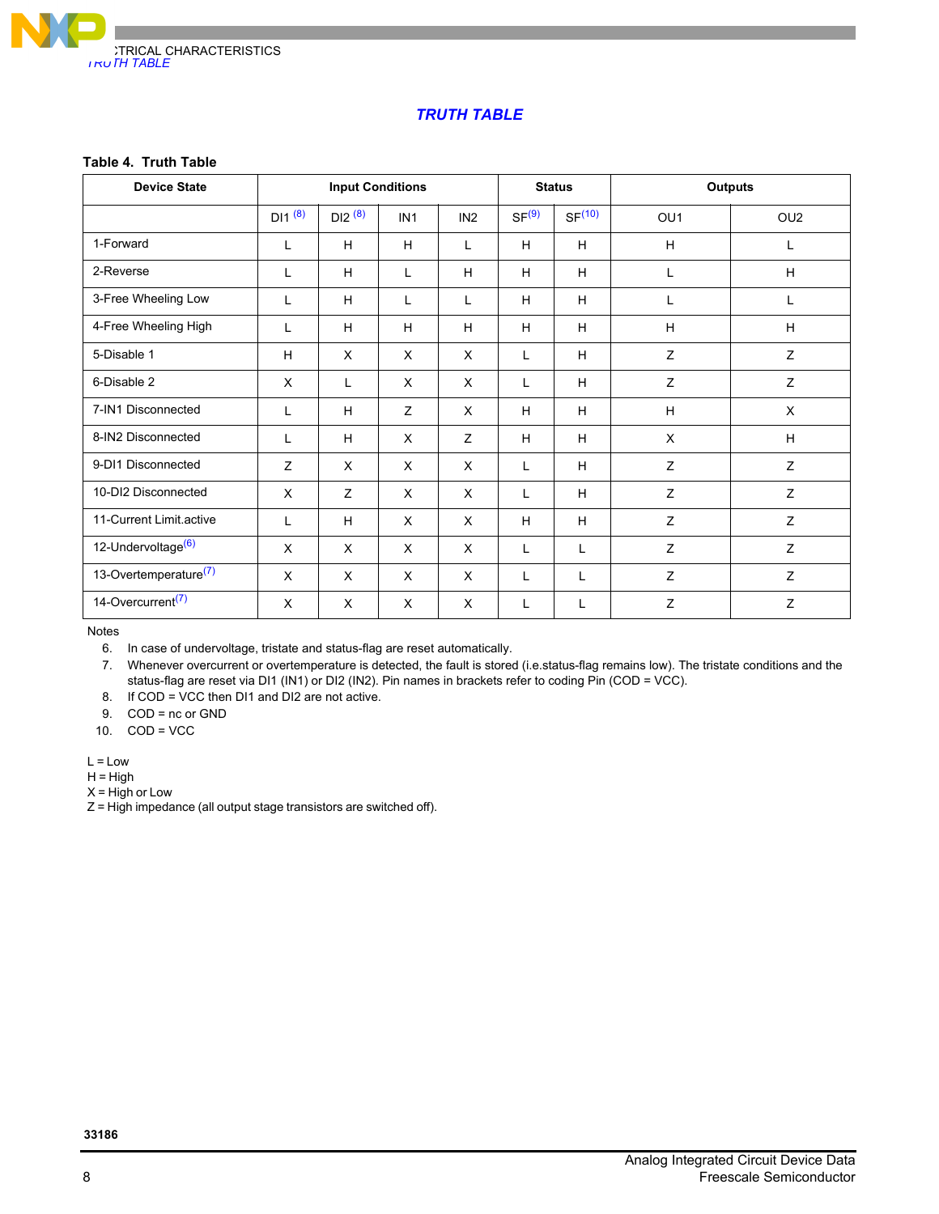## TRUTH TABLE

**Table 4. Truth Table**

| Device State | Input Conditions | | | | Status | | Outputs | |
|---|---|---|---|---|---|---|---|---|
| | DI1 [(8)] | DI2 [(8)] | IN1 | IN2 | SF[(9)] | SF[(10)] | OU1 | OU2 |
| 1-Forward | L | H | H | L | H | H | H | L |
| 2-Reverse | L | H | L | H | H | H | L | H |
| 3-Free Wheeling Low | L | H | L | L | H | H | L | L |
| 4-Free Wheeling High | L | H | H | H | H | H | H | H |
| 5-Disable 1 | H | X | X | X | L | H | Z | Z |
| 6-Disable 2 | X | L | X | X | L | H | Z | Z |
| 7-IN1 Disconnected | L | H | Z | X | H | H | H | X |
| 8-IN2 Disconnected | L | H | X | Z | H | H | X | H |
| 9-DI1 Disconnected | Z | X | X | X | L | H | Z | Z |
| 10-DI2 Disconnected | X | Z | X | X | L | H | Z | Z |
| 11-Current Limit.active | L | H | X | X | H | H | Z | Z |
| 12-Undervoltage[(6)] | X | X | X | X | L | L | Z | Z |
| 13-Overtemperature[(7)] | X | X | X | X | L | L | Z | Z |
| 14-Overcurrent[(7)] | X | X | X | X | L | L | Z | Z |

Notes

6. In case of undervoltage, tristate and status-flag are reset automatically.
7. Whenever overcurrent or overtemperature is detected, the fault is stored (i.e.status-flag remains low). The tristate conditions and the status-flag are reset via DI1 (IN1) or DI2 (IN2). Pin names in brackets refer to coding Pin (COD = VCC).
8. If COD = VCC then DI1 and DI2 are not active.
9. COD = nc or GND
10. COD = VCC

L = Low
H = High
X = High or Low
Z = High impedance (all output stage transistors are switched off).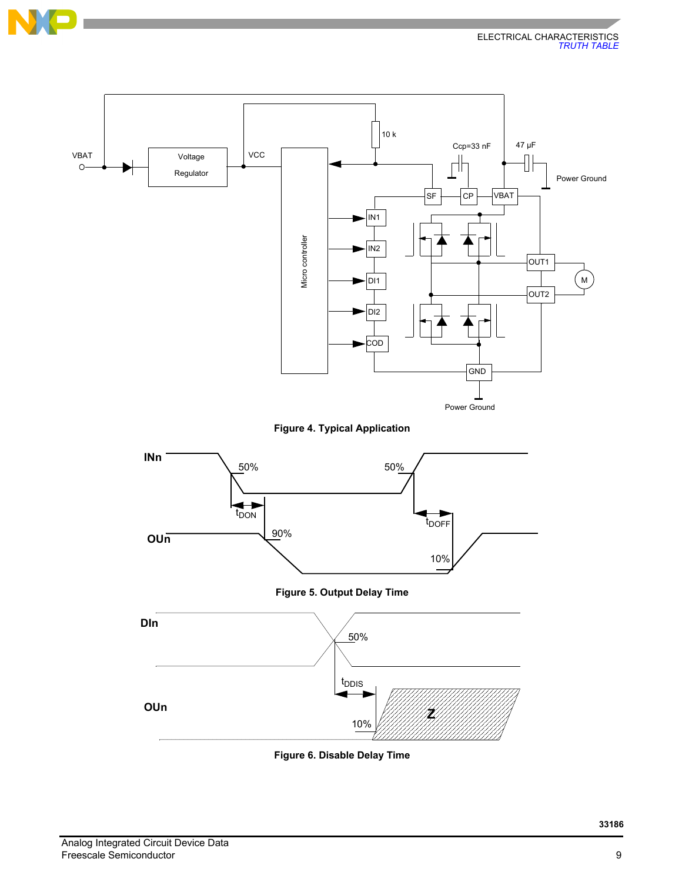Figure 4. Typical Application

Figure 5. Output Delay Time

Figure 6. Disable Delay Time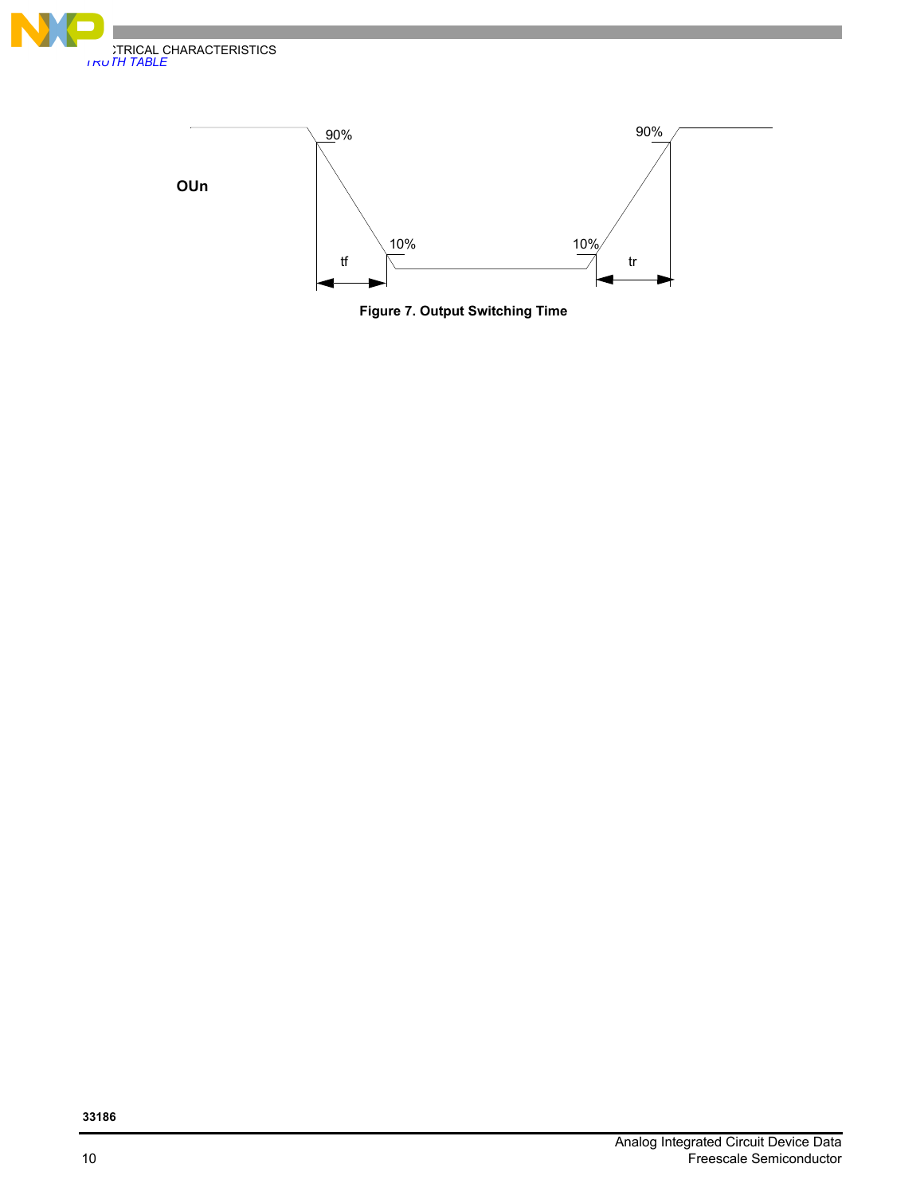OUn

90%

10%

tf

10%

90%

tr

**Figure 7. Output Switching Time**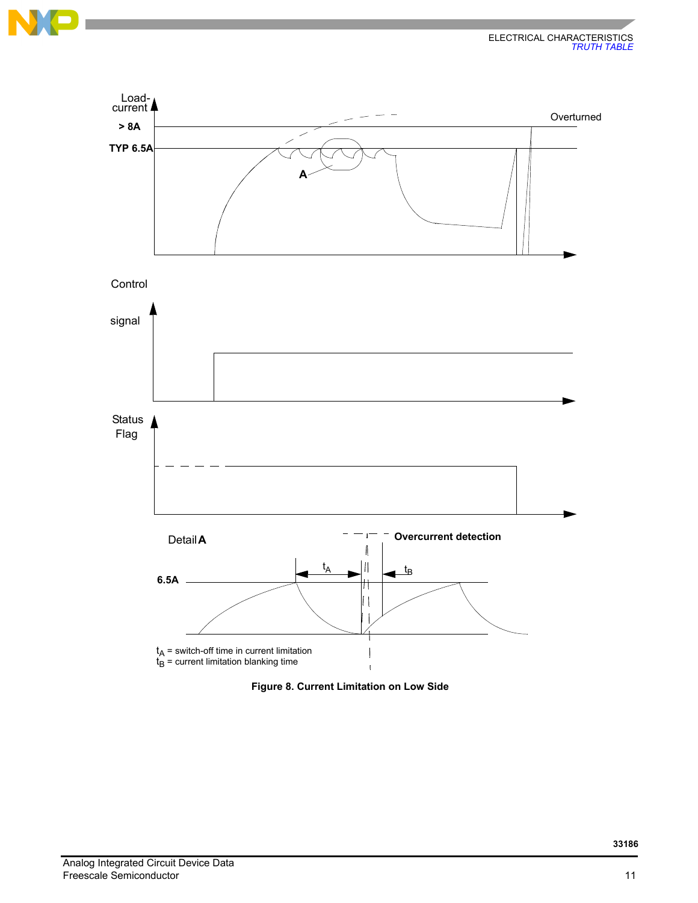Figure 8. Current Limitation on Low Side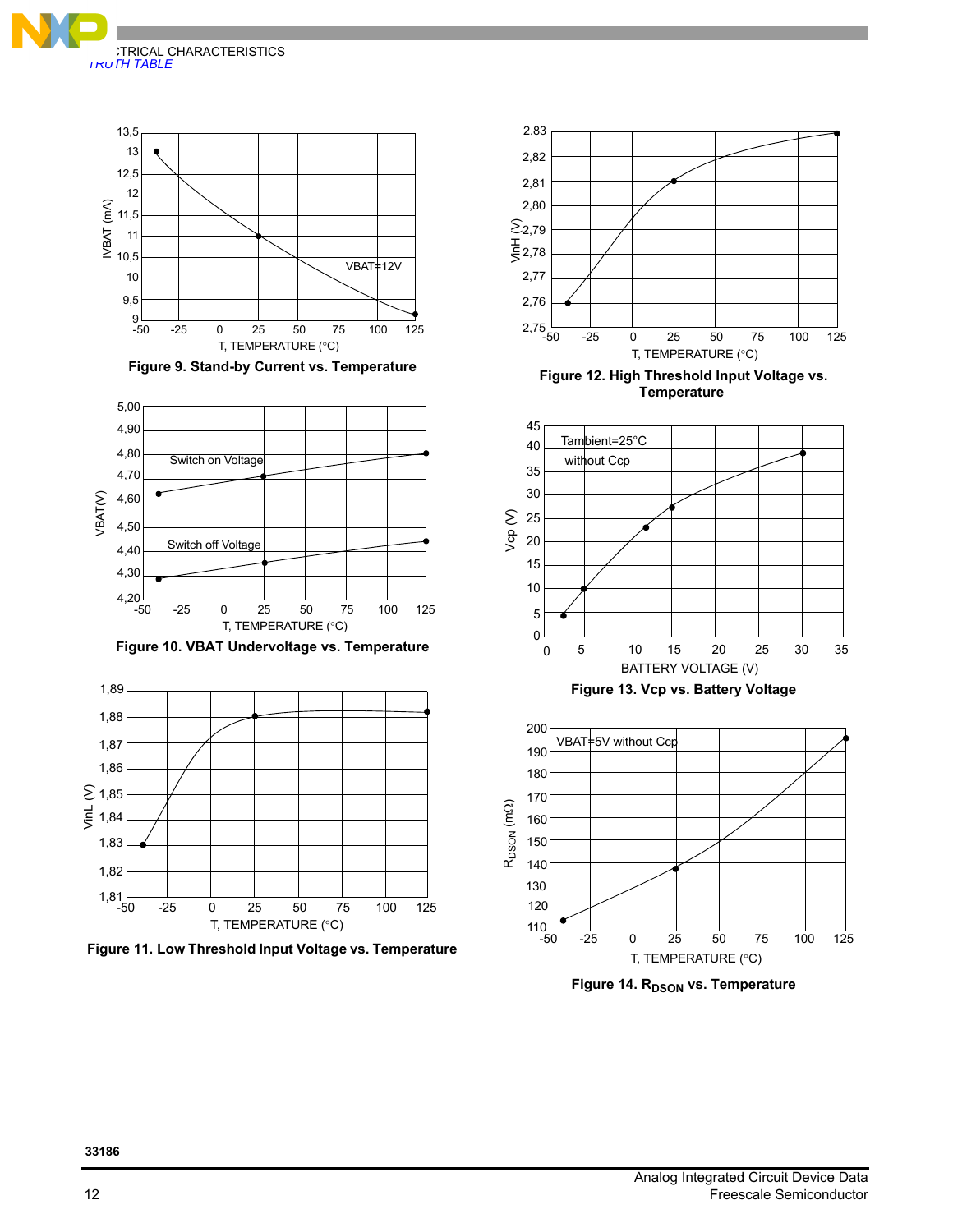Figure 9. Stand-by Current vs. Temperature

Figure 10. VBAT Undervoltage vs. Temperature

Figure 11. Low Threshold Input Voltage vs. Temperature

Figure 12. High Threshold Input Voltage vs. Temperature

Figure 13. Vcp vs. Battery Voltage

Figure 14. $R_{DSON}$ vs. Temperature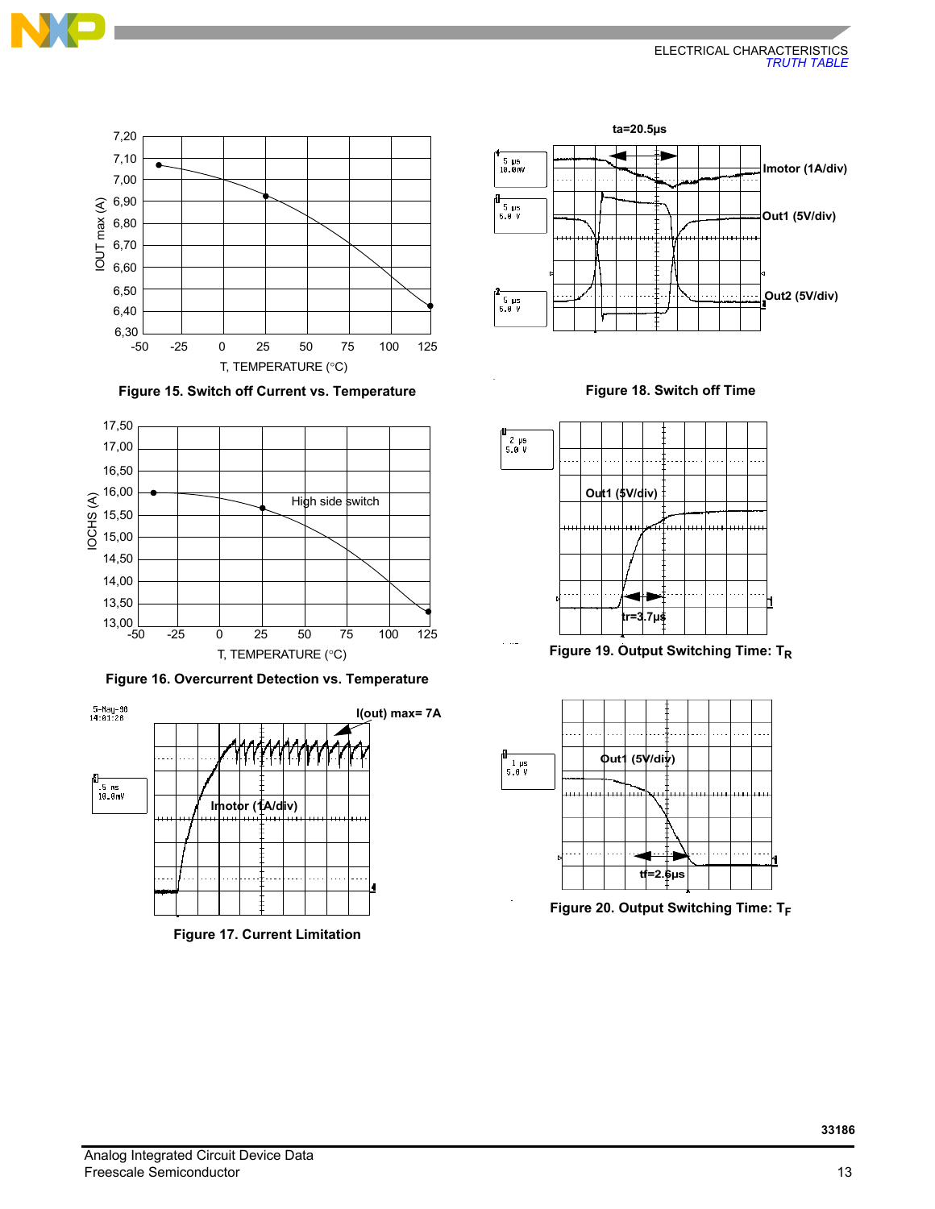Figure 15. Switch off Current vs. Temperature

Figure 16. Overcurrent Detection vs. Temperature

Figure 17. Current Limitation

Figure 18. Switch off Time

Figure 19. Output Switching Time: $T_R$

Figure 20. Output Switching Time: $T_F$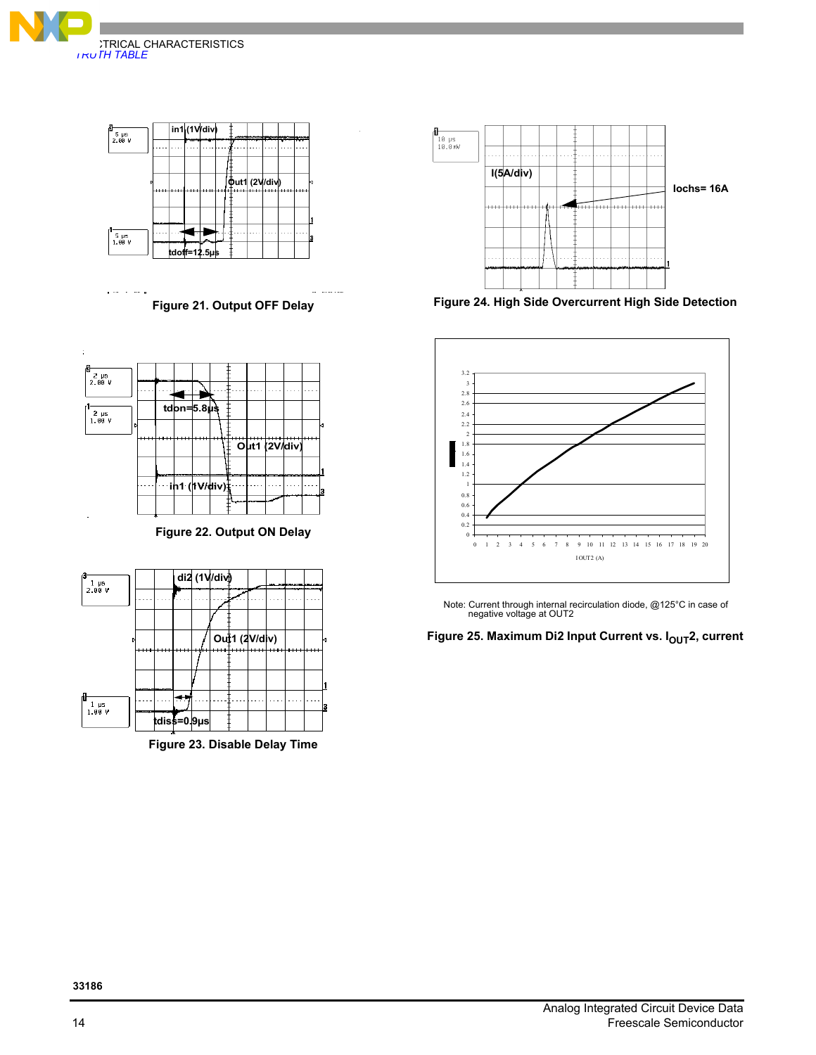Figure 21. Output OFF Delay

Figure 22. Output ON Delay

Figure 23. Disable Delay Time

Figure 24. High Side Overcurrent High Side Detection

Note: Current through internal recirculation diode, @125°C in case of negative voltage at OUT2

Figure 25. Maximum Di2 Input Current vs. $I_{OUT}2$, current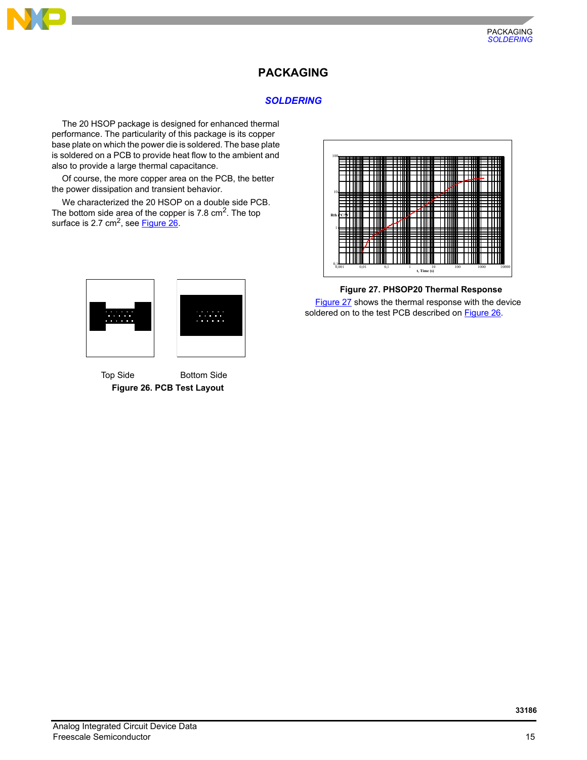# PACKAGING

## SOLDERING

The 20 HSOP package is designed for enhanced thermal performance. The particularity of this package is its copper base plate on which the power die is soldered. The base plate is soldered on a PCB to provide heat flow to the ambient and also to provide a large thermal capacitance.

Of course, the more copper area on the PCB, the better the power dissipation and transient behavior.

We characterized the 20 HSOP on a double side PCB. The bottom side area of the copper is 7.8 $cm^2$. The top surface is 2.7 $cm^2$, see Figure 26.

Top Side Bottom Side

**Figure 26. PCB Test Layout**

**Figure 27. PHSOP20 Thermal Response**

Figure 27 shows the thermal response with the device soldered on to the test PCB described on Figure 26.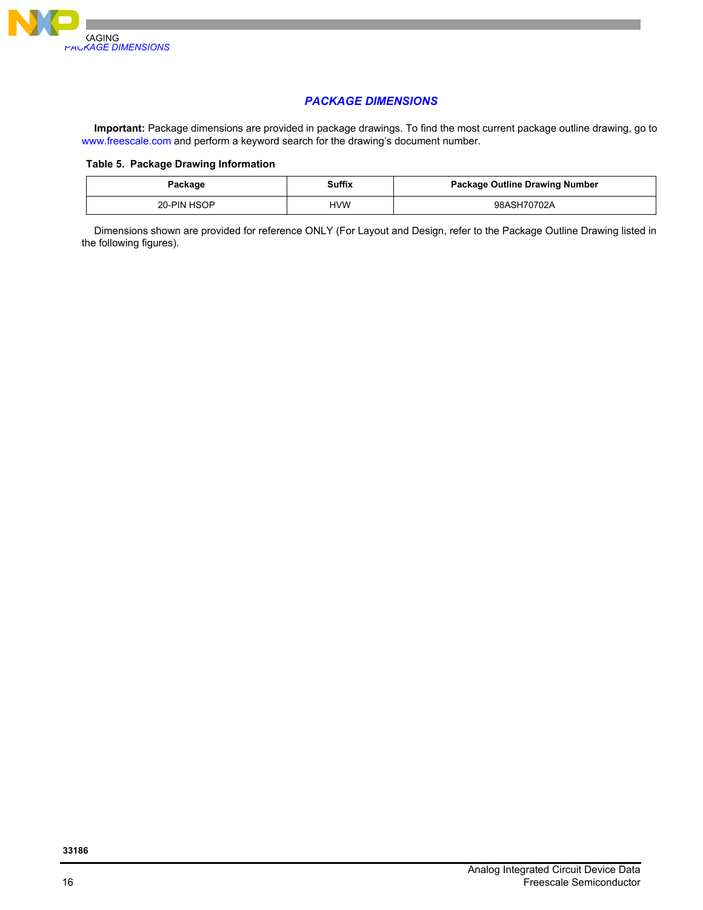## PACKAGE DIMENSIONS

**Important:** Package dimensions are provided in package drawings. To find the most current package outline drawing, go to www.freescale.com and perform a keyword search for the drawing's document number.

**Table 5. Package Drawing Information**

| Package | Suffix | Package Outline Drawing Number |
|---|---|---|
| 20-PIN HSOP | HVW | 98ASH70702A |

Dimensions shown are provided for reference ONLY (For Layout and Design, refer to the Package Outline Drawing listed in the following figures).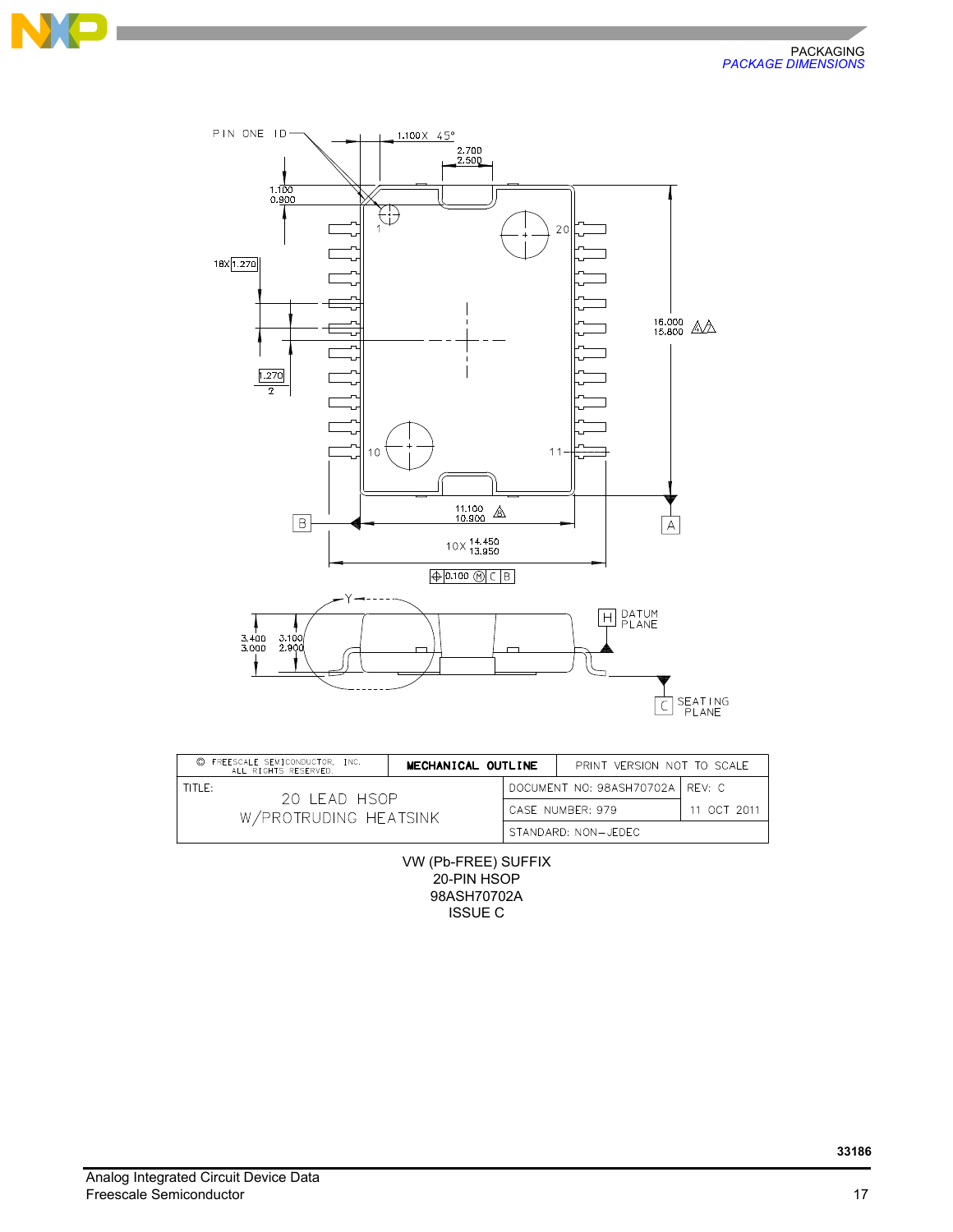PACKAGING
*PACKAGE DIMENSIONS*

PIN ONE ID

1.100 X 45°

2.700
2.500

1.100
0.900

18X 1.270

1.270
2

16.000
15.800

11.100
10.900

10X 14.450
13.850

0.100 M C B

3.400
3.000

3.100
2.900

Y

H DATUM PLANE

C SEATING PLANE

| © FREESCALE SEMICONDUCTOR, INC. ALL RIGHTS RESERVED. | MECHANICAL OUTLINE | PRINT VERSION NOT TO SCALE | |
|---|---|---|---|
| TITLE: 20 LEAD HSOP W/PROTRUDING HEATSINK | | DOCUMENT NO: 98ASH70702A | REV: C |
| | | CASE NUMBER: 979 | 11 OCT 2011 |
| | | STANDARD: NON–JEDEC | |

VW (Pb-FREE) SUFFIX
20-PIN HSOP
98ASH70702A
ISSUE C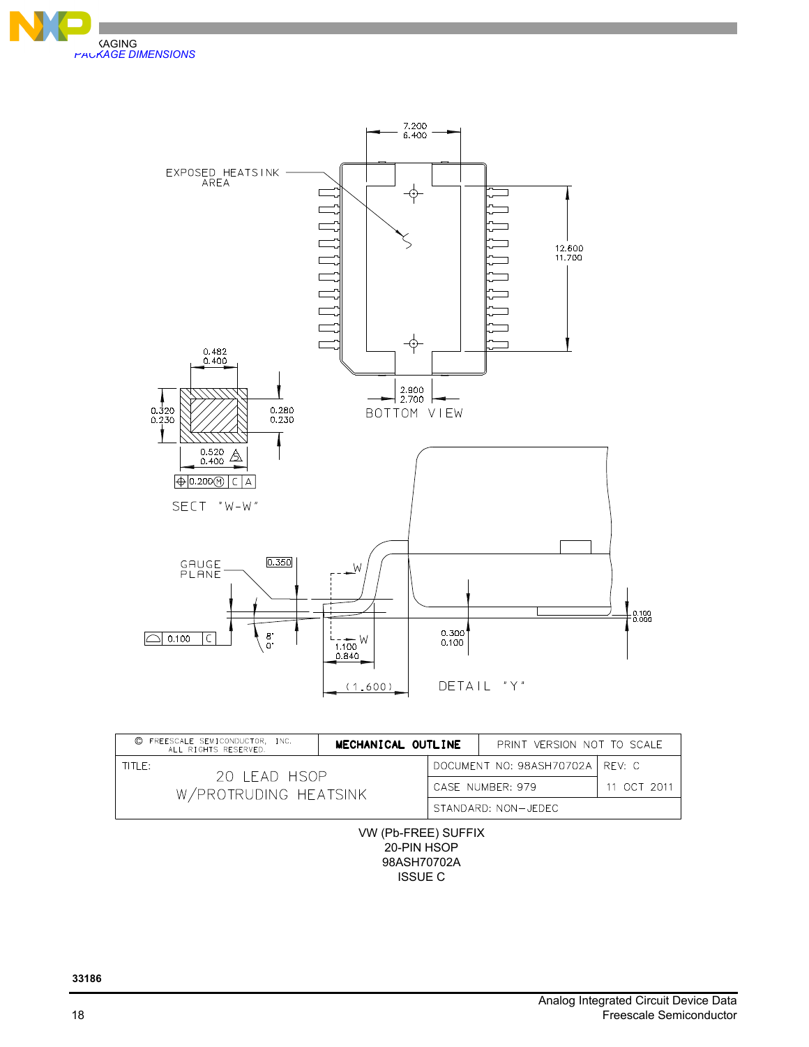EXPOSED HEATSINK AREA

7.200
6.400

12.600
11.700

2.900
2.700

BOTTOM VIEW

0.482
0.400

0.320
0.230

0.280
0.230

0.520
0.400

0.200 Ⓜ | C | A

SECT "W-W"

GAUGE PLANE

0.350

0.100 | C

8°
0°

1.100
0.840

(1.600)

0.300
0.100

0.100
0.000

DETAIL "Y"

| © FREESCALE SEMICONDUCTOR, INC. ALL RIGHTS RESERVED. | MECHANICAL OUTLINE | PRINT VERSION NOT TO SCALE | |
| --- | --- | --- | --- |
| TITLE: 20 LEAD HSOP W/PROTRUDING HEATSINK | | DOCUMENT NO: 98ASH70702A | REV: C |
| | | CASE NUMBER: 979 | 11 OCT 2011 |
| | | STANDARD: NON-JEDEC | |

VW (Pb-FREE) SUFFIX
20-PIN HSOP
98ASH70702A
ISSUE C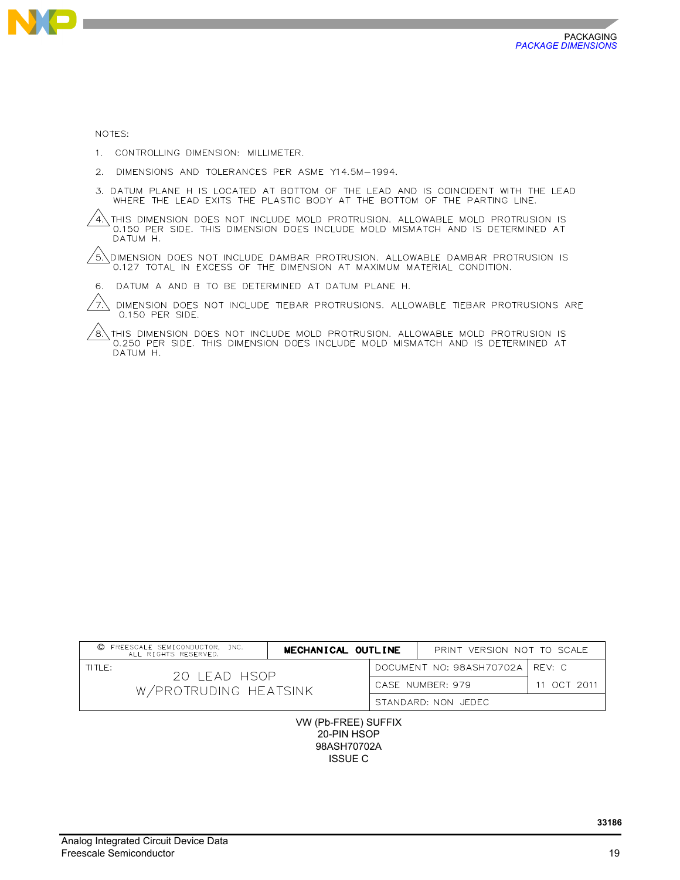NOTES:

1. CONTROLLING DIMENSION: MILLIMETER.
2. DIMENSIONS AND TOLERANCES PER ASME Y14.5M−1994.
3. DATUM PLANE H IS LOCATED AT BOTTOM OF THE LEAD AND IS COINCIDENT WITH THE LEAD WHERE THE LEAD EXITS THE PLASTIC BODY AT THE BOTTOM OF THE PARTING LINE.
4. THIS DIMENSION DOES NOT INCLUDE MOLD PROTRUSION. ALLOWABLE MOLD PROTRUSION IS 0.150 PER SIDE. THIS DIMENSION DOES INCLUDE MOLD MISMATCH AND IS DETERMINED AT DATUM H.
5. DIMENSION DOES NOT INCLUDE DAMBAR PROTRUSION. ALLOWABLE DAMBAR PROTRUSION IS 0.127 TOTAL IN EXCESS OF THE DIMENSION AT MAXIMUM MATERIAL CONDITION.
6. DATUM A AND B TO BE DETERMINED AT DATUM PLANE H.
7. DIMENSION DOES NOT INCLUDE TIEBAR PROTRUSIONS. ALLOWABLE TIEBAR PROTRUSIONS ARE 0.150 PER SIDE.
8. THIS DIMENSION DOES NOT INCLUDE MOLD PROTRUSION. ALLOWABLE MOLD PROTRUSION IS 0.250 PER SIDE. THIS DIMENSION DOES INCLUDE MOLD MISMATCH AND IS DETERMINED AT DATUM H.

| © FREESCALE SEMICONDUCTOR, INC. ALL RIGHTS RESERVED. | **MECHANICAL OUTLINE** | PRINT VERSION NOT TO SCALE | |
|---|---|---|---|
| TITLE: 20 LEAD HSOP W/PROTRUDING HEATSINK | | DOCUMENT NO: 98ASH70702A | REV: C |
| | | CASE NUMBER: 979 | 11 OCT 2011 |
| | | STANDARD: NON JEDEC | |

VW (Pb-FREE) SUFFIX
20-PIN HSOP
98ASH70702A
ISSUE C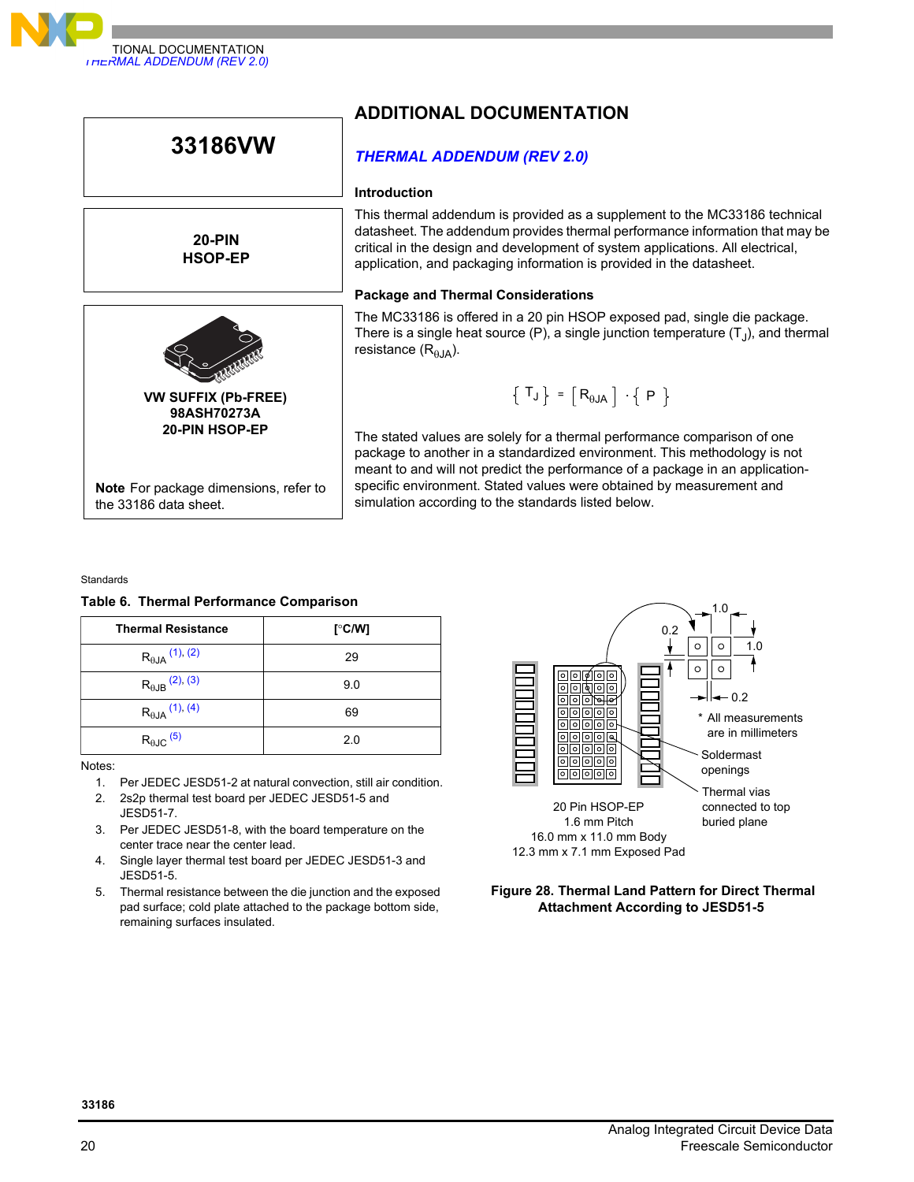## ADDITIONAL DOCUMENTATION

| 33186VW |
|---|

| 20-PIN HSOP-EP |
|---|

VW SUFFIX (Pb-FREE)
98ASH70273A
20-PIN HSOP-EP

**Note** For package dimensions, refer to the 33186 data sheet.

### *THERMAL ADDENDUM (REV 2.0)*

#### Introduction

This thermal addendum is provided as a supplement to the MC33186 technical datasheet. The addendum provides thermal performance information that may be critical in the design and development of system applications. All electrical, application, and packaging information is provided in the datasheet.

#### Package and Thermal Considerations

The MC33186 is offered in a 20 pin HSOP exposed pad, single die package. There is a single heat source (P), a single junction temperature ($T_J$), and thermal resistance ($R_{\theta JA}$).

$$\{T_J\} = [R_{\theta JA}] \cdot \{P\}$$

The stated values are solely for a thermal performance comparison of one package to another in a standardized environment. This methodology is not meant to and will not predict the performance of a package in an application-specific environment. Stated values were obtained by measurement and simulation according to the standards listed below.

Standards

**Table 6. Thermal Performance Comparison**

| Thermal Resistance | [°C/W] |
|---|---|
| $R_{\theta JA}$ (1), (2) | 29 |
| $R_{\theta JB}$ (2), (3) | 9.0 |
| $R_{\theta JA}$ (1), (4) | 69 |
| $R_{\theta JC}$ (5) | 2.0 |

Notes:

1. Per JEDEC JESD51-2 at natural convection, still air condition.
2. 2s2p thermal test board per JEDEC JESD51-5 and JESD51-7.
3. Per JEDEC JESD51-8, with the board temperature on the center trace near the center lead.
4. Single layer thermal test board per JEDEC JESD51-3 and JESD51-5.
5. Thermal resistance between the die junction and the exposed pad surface; cold plate attached to the package bottom side, remaining surfaces insulated.

1.0
0.2
1.0
0.2
\* All measurements are in millimeters
Soldermast openings
Thermal vias connected to top buried plane

20 Pin HSOP-EP
1.6 mm Pitch
16.0 mm x 11.0 mm Body
12.3 mm x 7.1 mm Exposed Pad

**Figure 28. Thermal Land Pattern for Direct Thermal Attachment According to JESD51-5**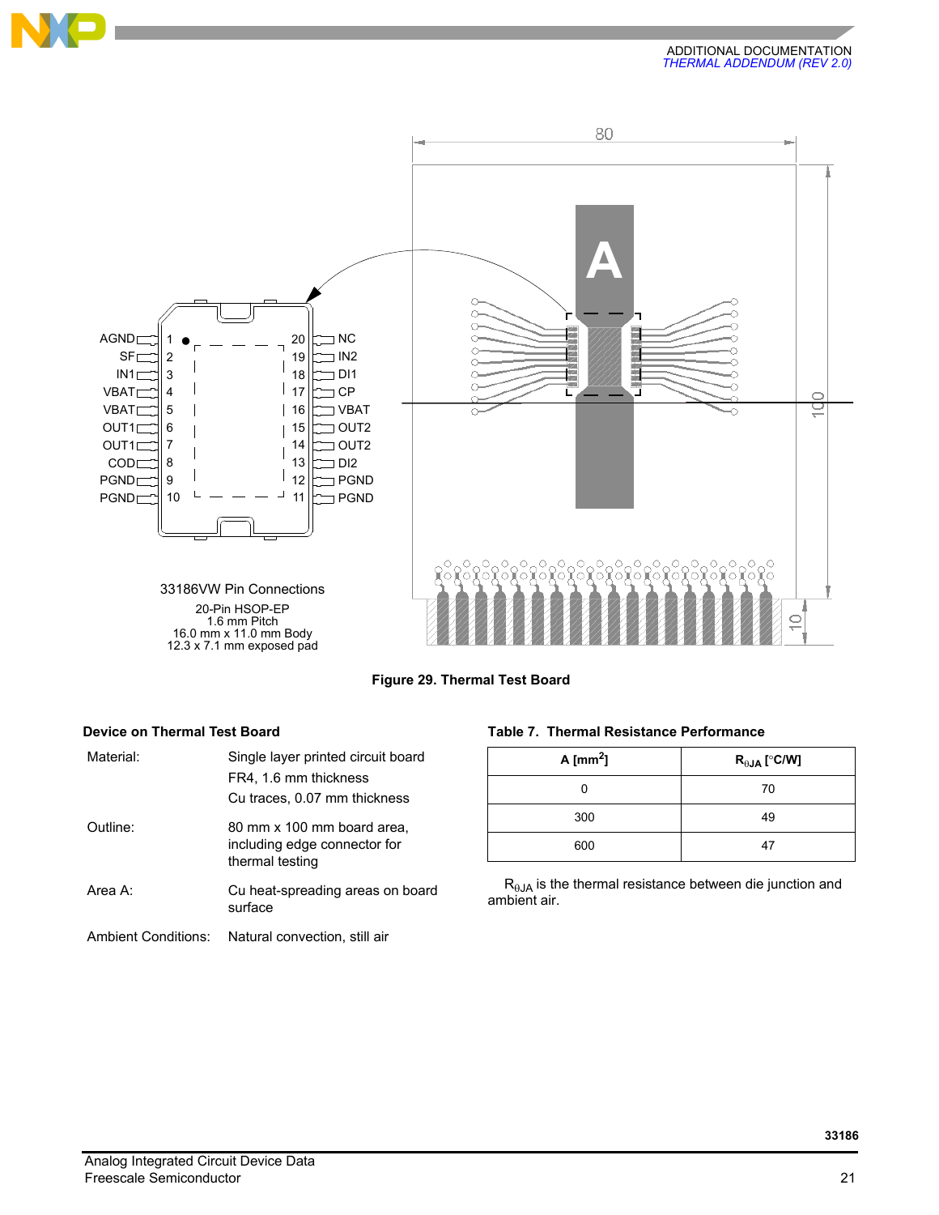33186VW Pin Connections

20-Pin HSOP-EP
1.6 mm Pitch
16.0 mm x 11.0 mm Body
12.3 x 7.1 mm exposed pad

**Figure 29. Thermal Test Board**

**Device on Thermal Test Board**

| | |
|---|---|
| Material: | Single layer printed circuit board<br>FR4, 1.6 mm thickness<br>Cu traces, 0.07 mm thickness |
| Outline: | 80 mm x 100 mm board area, including edge connector for thermal testing |
| Area A: | Cu heat-spreading areas on board surface |
| Ambient Conditions: | Natural convection, still air |

**Table 7. Thermal Resistance Performance**

| A [mm$^2$] | $R_{\theta JA}$ [°C/W] |
|---|---|
| 0 | 70 |
| 300 | 49 |
| 600 | 47 |

$R_{\theta JA}$ is the thermal resistance between die junction and ambient air.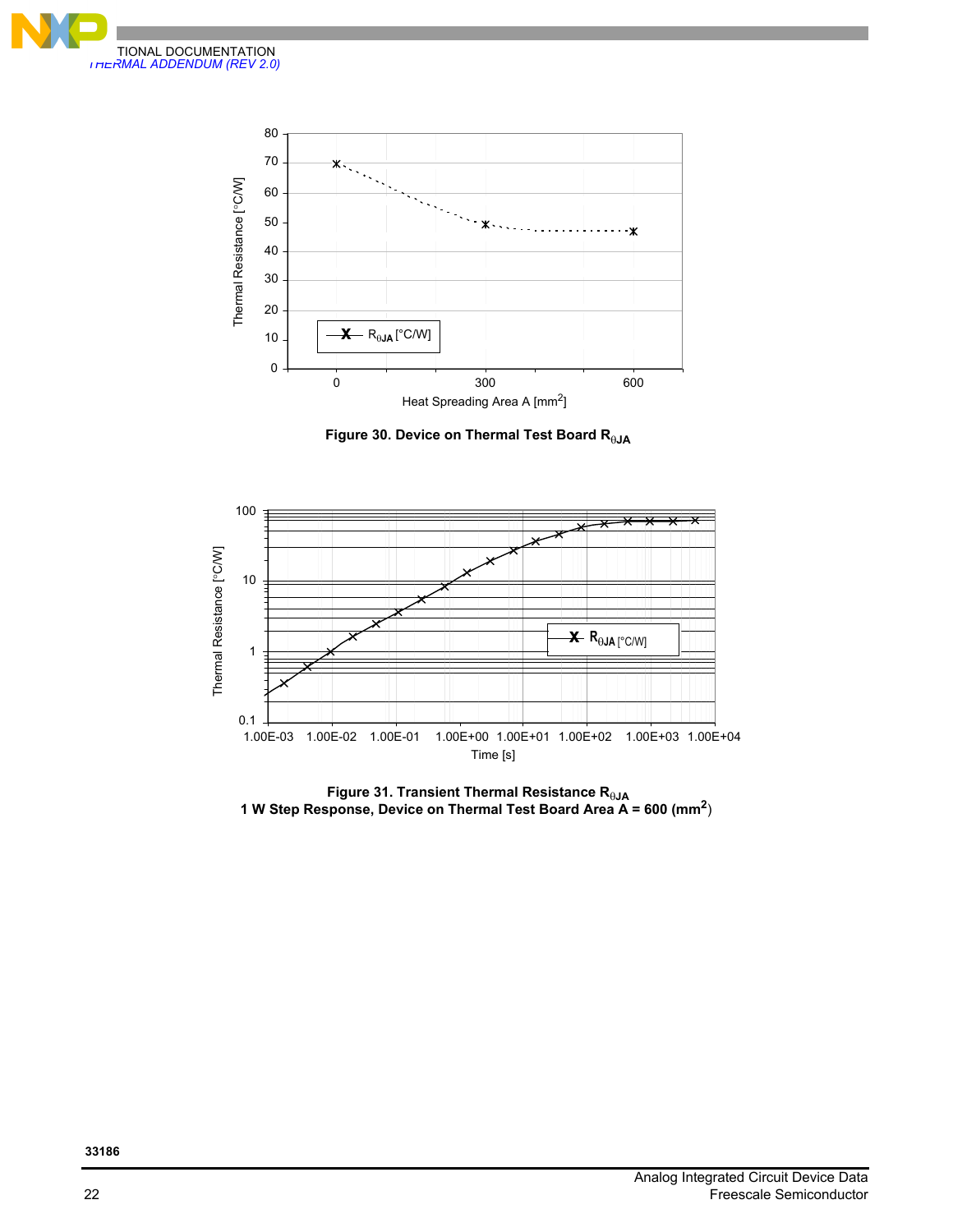Figure 30. Device on Thermal Test Board $R_{\theta JA}$

Figure 31. Transient Thermal Resistance $R_{\theta JA}$
1 W Step Response, Device on Thermal Test Board Area A = 600 ($mm^2$)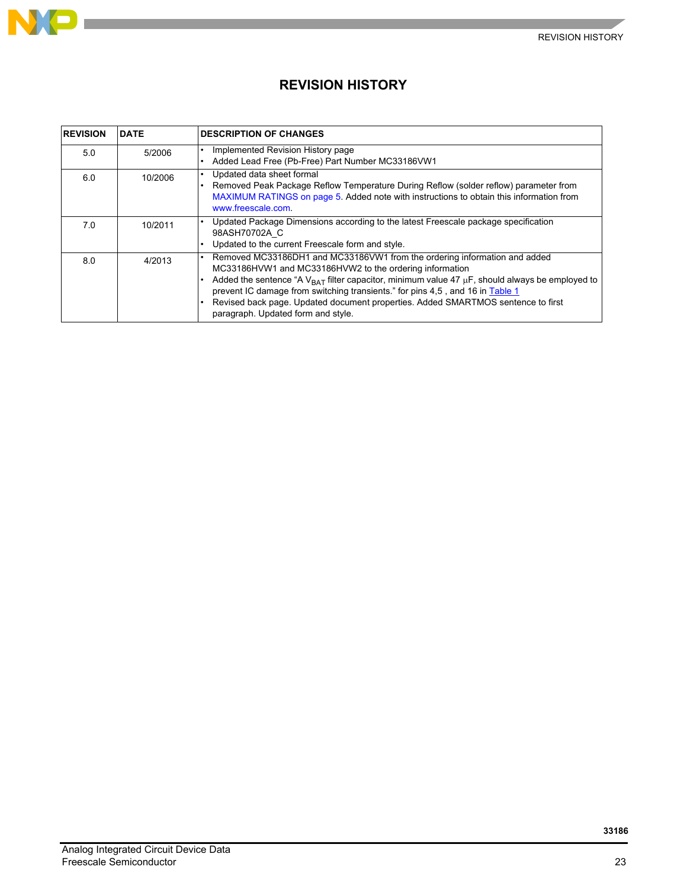# REVISION HISTORY

| REVISION | DATE | DESCRIPTION OF CHANGES |
|---|---|---|
| 5.0 | 5/2006 | • Implemented Revision History page<br>• Added Lead Free (Pb-Free) Part Number MC33186VW1 |
| 6.0 | 10/2006 | • Updated data sheet formal<br>• Removed Peak Package Reflow Temperature During Reflow (solder reflow) parameter from MAXIMUM RATINGS on page 5. Added note with instructions to obtain this information from www.freescale.com. |
| 7.0 | 10/2011 | • Updated Package Dimensions according to the latest Freescale package specification 98ASH70702A_C<br>• Updated to the current Freescale form and style. |
| 8.0 | 4/2013 | • Removed MC33186DH1 and MC33186VW1 from the ordering information and added MC33186HVW1 and MC33186HVW2 to the ordering information<br>• Added the sentence "A $V_{BAT}$ filter capacitor, minimum value 47 μF, should always be employed to prevent IC damage from switching transients." for pins 4,5 , and 16 in Table 1<br>• Revised back page. Updated document properties. Added SMARTMOS sentence to first paragraph. Updated form and style. |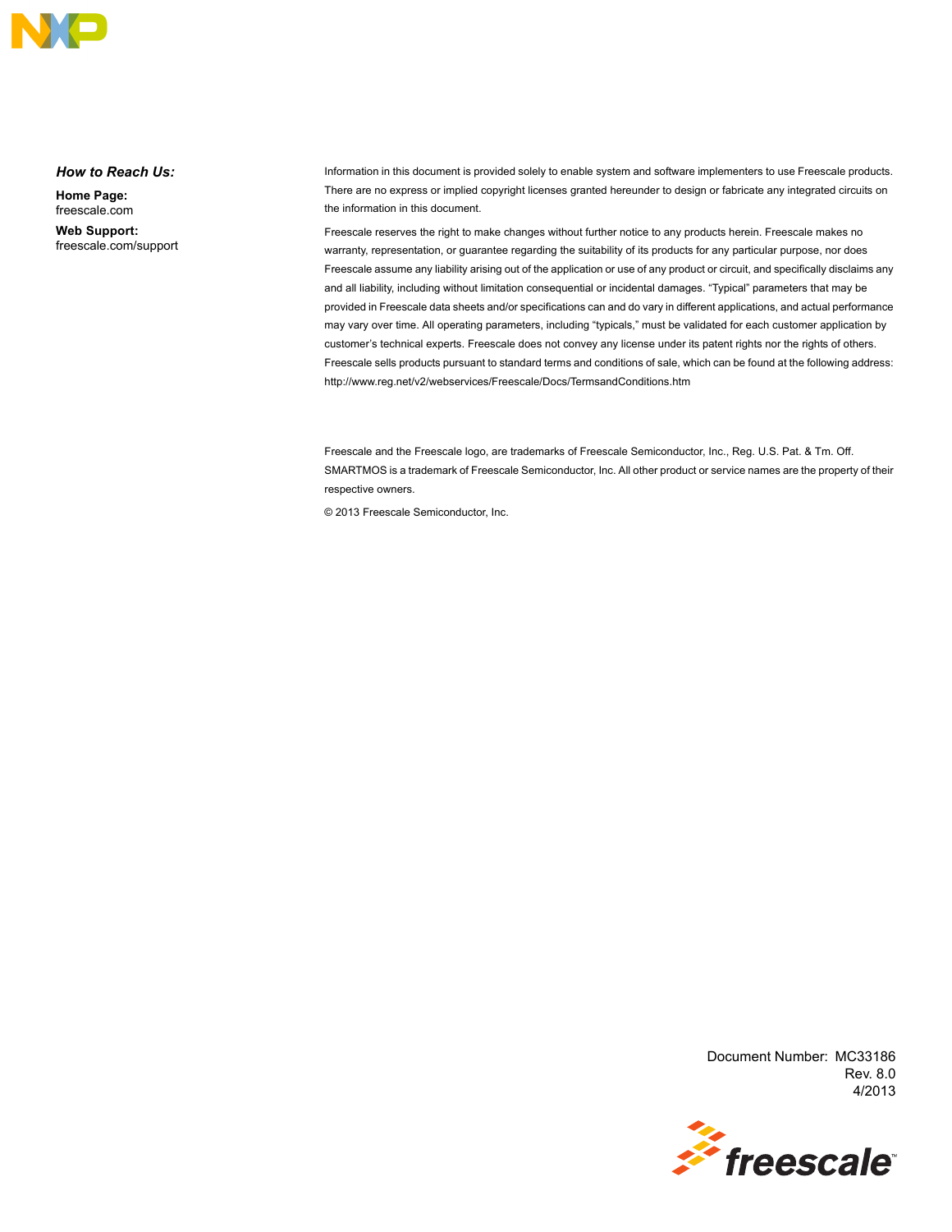***How to Reach Us:***

**Home Page:**
freescale.com

**Web Support:**
freescale.com/support

Information in this document is provided solely to enable system and software implementers to use Freescale products. There are no express or implied copyright licenses granted hereunder to design or fabricate any integrated circuits on the information in this document.

Freescale reserves the right to make changes without further notice to any products herein. Freescale makes no warranty, representation, or guarantee regarding the suitability of its products for any particular purpose, nor does Freescale assume any liability arising out of the application or use of any product or circuit, and specifically disclaims any and all liability, including without limitation consequential or incidental damages. "Typical" parameters that may be provided in Freescale data sheets and/or specifications can and do vary in different applications, and actual performance may vary over time. All operating parameters, including "typicals," must be validated for each customer application by customer's technical experts. Freescale does not convey any license under its patent rights nor the rights of others. Freescale sells products pursuant to standard terms and conditions of sale, which can be found at the following address: http://www.reg.net/v2/webservices/Freescale/Docs/TermsandConditions.htm

Freescale and the Freescale logo, are trademarks of Freescale Semiconductor, Inc., Reg. U.S. Pat. & Tm. Off. SMARTMOS is a trademark of Freescale Semiconductor, Inc. All other product or service names are the property of their respective owners.

© 2013 Freescale Semiconductor, Inc.

Document Number: MC33186
Rev. 8.0
4/2013